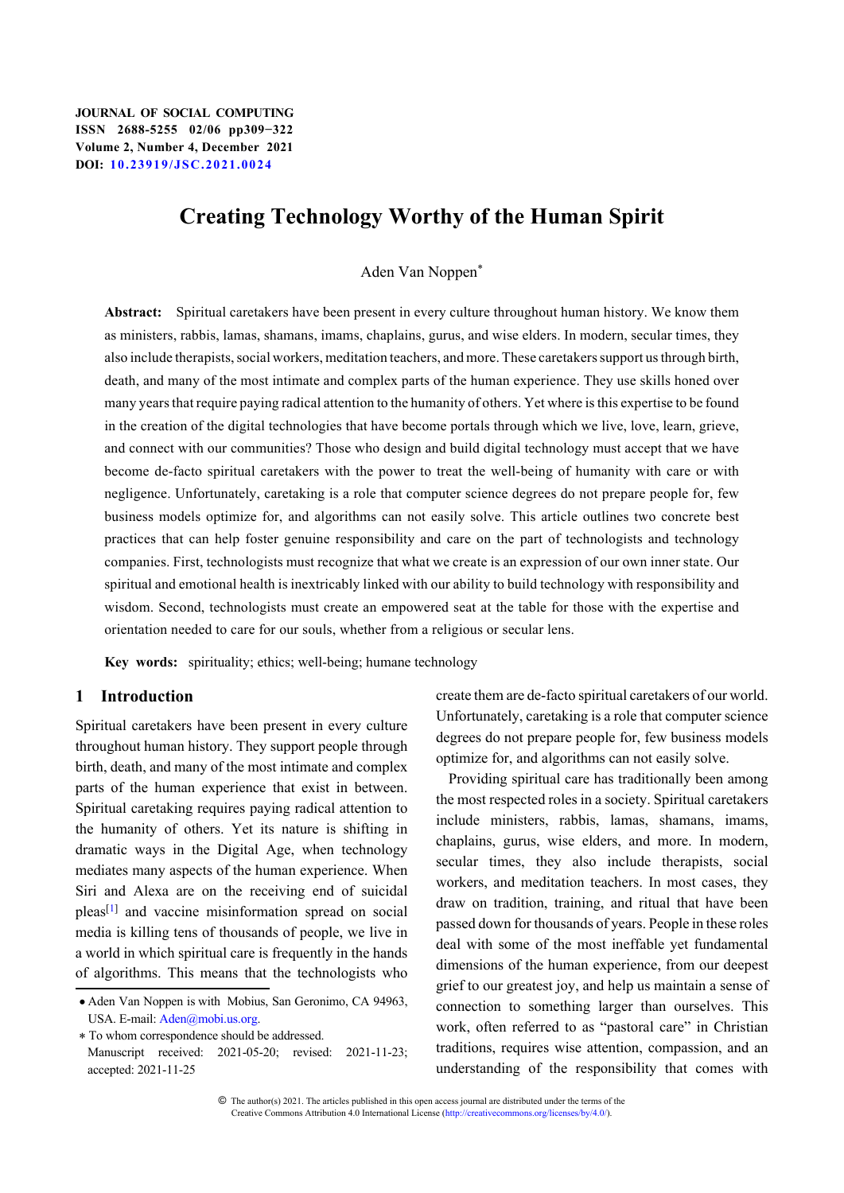# Creating Technology Worthy of the Human Spirit

Aden Van Noppen*

**Abstract:** Spiritual caretakers have been present in every culture throughout human history. We know them as ministers, rabbis, lamas, shamans, imams, chaplains, gurus, and wise elders. In modern, secular times, they also include therapists, social workers, meditation teachers, and more. These caretakers support us through birth, death, and many of the most intimate and complex parts of the human experience. They use skills honed over many years that require paying radical attention to the humanity of others. Yet where is this expertise to be found in the creation of the digital technologies that have become portals through which we live, love, learn, grieve, and connect with our communities? Those who design and build digital technology must accept that we have become de-facto spiritual caretakers with the power to treat the well-being of humanity with care or with negligence. Unfortunately, caretaking is a role that computer science degrees do not prepare people for, few business models optimize for, and algorithms can not easily solve. This article outlines two concrete best practices that can help foster genuine responsibility and care on the part of technologists and technology companies. First, technologists must recognize that what we create is an expression of our own inner state. Our spiritual and emotional health is inextricably linked with our ability to build technology with responsibility and wisdom. Second, technologists must create an empowered seat at the table for those with the expertise and orientation needed to care for our souls, whether from a religious or secular lens.

**Key words:** spirituality; ethics; well-being; humane technology

## 1 Introduction

Spiritual caretakers have been present in every culture throughout human history. They support people through birth, death, and many of the most intimate and complex parts of the human experience that exist in between. Spiritual caretaking requires paying radical attention to the humanity of others. Yet its nature is shifting in dramatic ways in the Digital Age, when technology mediates many aspects of the human experience. When Siri and Alexa are on the receiving end of suicidal pleas[1] and vaccine misinformation spread on social media is killing tens of thousands of people, we live in a world in which spiritual care is frequently in the hands of algorithms. This means that the technologists who create them are de-facto spiritual caretakers of our world. Unfortunately, caretaking is a role that computer science degrees do not prepare people for, few business models optimize for, and algorithms can not easily solve.

Providing spiritual care has traditionally been among the most respected roles in a society. Spiritual caretakers include ministers, rabbis, lamas, shamans, imams, chaplains, gurus, wise elders, and more. In modern, secular times, they also include therapists, social workers, and meditation teachers. In most cases, they draw on tradition, training, and ritual that have been passed down for thousands of years. People in these roles deal with some of the most ineffable yet fundamental dimensions of the human experience, from our deepest grief to our greatest joy, and help us maintain a sense of connection to something larger than ourselves. This work, often referred to as "pastoral care" in Christian traditions, requires wise attention, compassion, and an understanding of the responsibility that comes with

- Aden Van Noppen is with Mobius, San Geronimo, CA 94963, USA. E-mail: Aden@mobi.us.org.

* To whom correspondence should be addressed.
Manuscript received: 2021-05-20; revised: 2021-11-23; accepted: 2021-11-25

© The author(s) 2021. The articles published in this open access journal are distributed under the terms of the Creative Commons Attribution 4.0 International License (http://creativecommons.org/licenses/by/4.0/).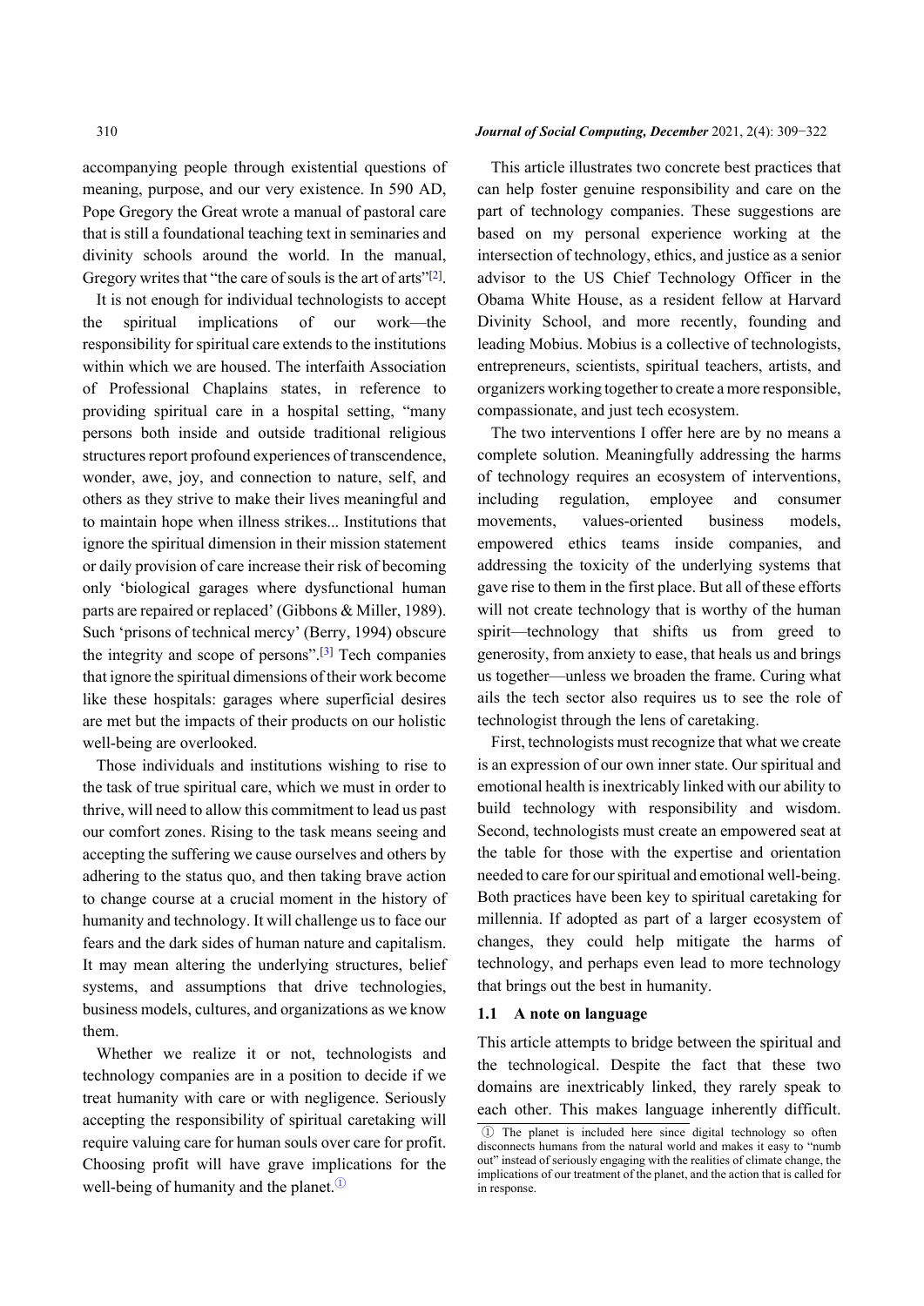accompanying people through existential questions of meaning, purpose, and our very existence. In 590 AD, Pope Gregory the Great wrote a manual of pastoral care that is still a foundational teaching text in seminaries and divinity schools around the world. In the manual, Gregory writes that "the care of souls is the art of arts"[2].

It is not enough for individual technologists to accept the spiritual implications of our work—the responsibility for spiritual care extends to the institutions within which we are housed. The interfaith Association of Professional Chaplains states, in reference to providing spiritual care in a hospital setting, "many persons both inside and outside traditional religious structures report profound experiences of transcendence, wonder, awe, joy, and connection to nature, self, and others as they strive to make their lives meaningful and to maintain hope when illness strikes... Institutions that ignore the spiritual dimension in their mission statement or daily provision of care increase their risk of becoming only 'biological garages where dysfunctional human parts are repaired or replaced' (Gibbons & Miller, 1989). Such 'prisons of technical mercy' (Berry, 1994) obscure the integrity and scope of persons".[3] Tech companies that ignore the spiritual dimensions of their work become like these hospitals: garages where superficial desires are met but the impacts of their products on our holistic well-being are overlooked.

Those individuals and institutions wishing to rise to the task of true spiritual care, which we must in order to thrive, will need to allow this commitment to lead us past our comfort zones. Rising to the task means seeing and accepting the suffering we cause ourselves and others by adhering to the status quo, and then taking brave action to change course at a crucial moment in the history of humanity and technology. It will challenge us to face our fears and the dark sides of human nature and capitalism. It may mean altering the underlying structures, belief systems, and assumptions that drive technologies, business models, cultures, and organizations as we know them.

Whether we realize it or not, technologists and technology companies are in a position to decide if we treat humanity with care or with negligence. Seriously accepting the responsibility of spiritual caretaking will require valuing care for human souls over care for profit. Choosing profit will have grave implications for the well-being of humanity and the planet.①

This article illustrates two concrete best practices that can help foster genuine responsibility and care on the part of technology companies. These suggestions are based on my personal experience working at the intersection of technology, ethics, and justice as a senior advisor to the US Chief Technology Officer in the Obama White House, as a resident fellow at Harvard Divinity School, and more recently, founding and leading Mobius. Mobius is a collective of technologists, entrepreneurs, scientists, spiritual teachers, artists, and organizers working together to create a more responsible, compassionate, and just tech ecosystem.

The two interventions I offer here are by no means a complete solution. Meaningfully addressing the harms of technology requires an ecosystem of interventions, including regulation, employee and consumer movements, values-oriented business models, empowered ethics teams inside companies, and addressing the toxicity of the underlying systems that gave rise to them in the first place. But all of these efforts will not create technology that is worthy of the human spirit—technology that shifts us from greed to generosity, from anxiety to ease, that heals us and brings us together—unless we broaden the frame. Curing what ails the tech sector also requires us to see the role of technologist through the lens of caretaking.

First, technologists must recognize that what we create is an expression of our own inner state. Our spiritual and emotional health is inextricably linked with our ability to build technology with responsibility and wisdom. Second, technologists must create an empowered seat at the table for those with the expertise and orientation needed to care for our spiritual and emotional well-being. Both practices have been key to spiritual caretaking for millennia. If adopted as part of a larger ecosystem of changes, they could help mitigate the harms of technology, and perhaps even lead to more technology that brings out the best in humanity.

### 1.1 A note on language

This article attempts to bridge between the spiritual and the technological. Despite the fact that these two domains are inextricably linked, they rarely speak to each other. This makes language inherently difficult.

① The planet is included here since digital technology so often disconnects humans from the natural world and makes it easy to "numb out" instead of seriously engaging with the realities of climate change, the implications of our treatment of the planet, and the action that is called for in response.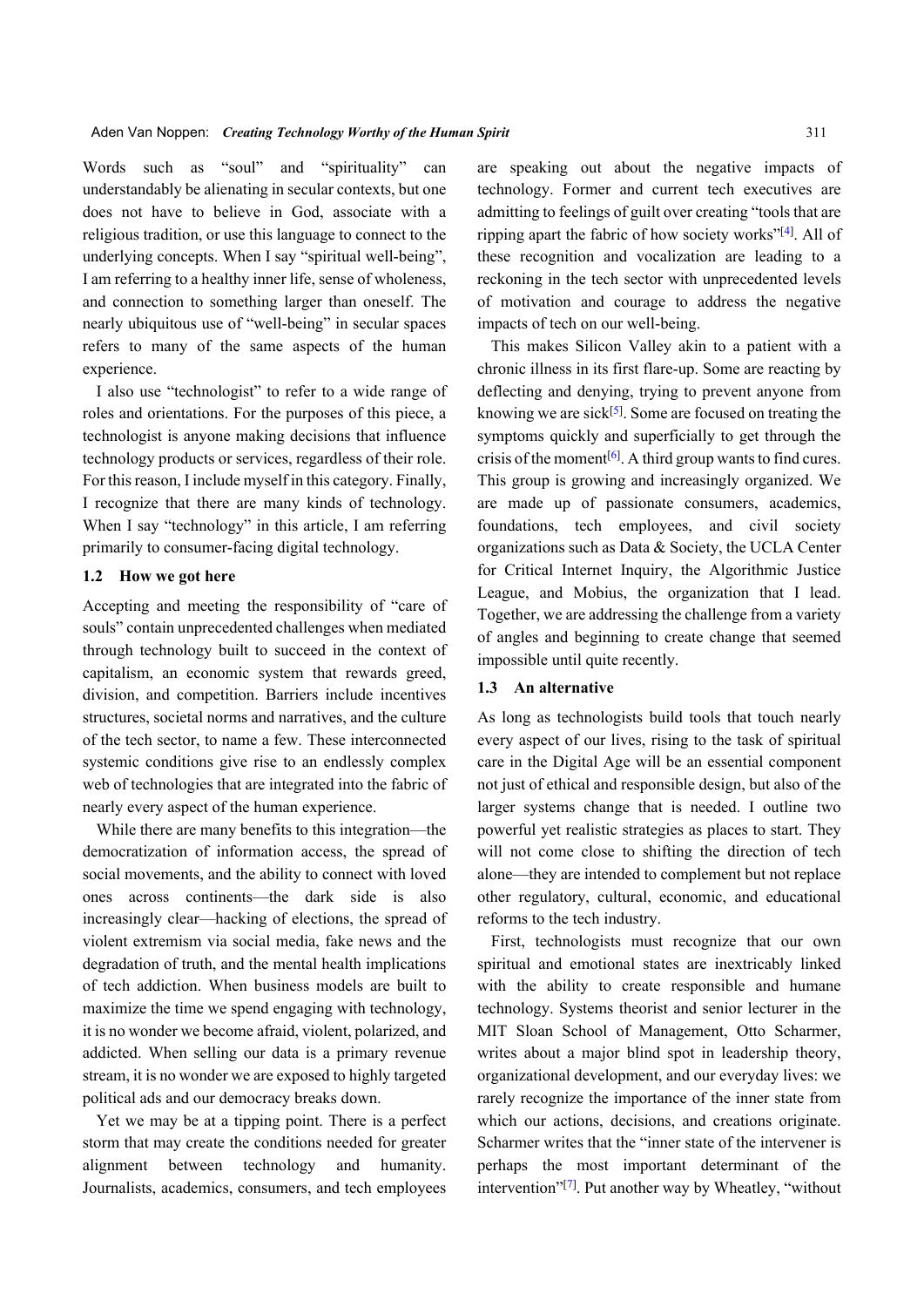Words such as "soul" and "spirituality" can understandably be alienating in secular contexts, but one does not have to believe in God, associate with a religious tradition, or use this language to connect to the underlying concepts. When I say "spiritual well-being", I am referring to a healthy inner life, sense of wholeness, and connection to something larger than oneself. The nearly ubiquitous use of "well-being" in secular spaces refers to many of the same aspects of the human experience.

I also use "technologist" to refer to a wide range of roles and orientations. For the purposes of this piece, a technologist is anyone making decisions that influence technology products or services, regardless of their role. For this reason, I include myself in this category. Finally, I recognize that there are many kinds of technology. When I say "technology" in this article, I am referring primarily to consumer-facing digital technology.

### 1.2 How we got here

Accepting and meeting the responsibility of "care of souls" contain unprecedented challenges when mediated through technology built to succeed in the context of capitalism, an economic system that rewards greed, division, and competition. Barriers include incentives structures, societal norms and narratives, and the culture of the tech sector, to name a few. These interconnected systemic conditions give rise to an endlessly complex web of technologies that are integrated into the fabric of nearly every aspect of the human experience.

While there are many benefits to this integration—the democratization of information access, the spread of social movements, and the ability to connect with loved ones across continents—the dark side is also increasingly clear—hacking of elections, the spread of violent extremism via social media, fake news and the degradation of truth, and the mental health implications of tech addiction. When business models are built to maximize the time we spend engaging with technology, it is no wonder we become afraid, violent, polarized, and addicted. When selling our data is a primary revenue stream, it is no wonder we are exposed to highly targeted political ads and our democracy breaks down.

Yet we may be at a tipping point. There is a perfect storm that may create the conditions needed for greater alignment between technology and humanity. Journalists, academics, consumers, and tech employees are speaking out about the negative impacts of technology. Former and current tech executives are admitting to feelings of guilt over creating "tools that are ripping apart the fabric of how society works"[4]. All of these recognition and vocalization are leading to a reckoning in the tech sector with unprecedented levels of motivation and courage to address the negative impacts of tech on our well-being.

This makes Silicon Valley akin to a patient with a chronic illness in its first flare-up. Some are reacting by deflecting and denying, trying to prevent anyone from knowing we are sick[5]. Some are focused on treating the symptoms quickly and superficially to get through the crisis of the moment[6]. A third group wants to find cures. This group is growing and increasingly organized. We are made up of passionate consumers, academics, foundations, tech employees, and civil society organizations such as Data & Society, the UCLA Center for Critical Internet Inquiry, the Algorithmic Justice League, and Mobius, the organization that I lead. Together, we are addressing the challenge from a variety of angles and beginning to create change that seemed impossible until quite recently.

### 1.3 An alternative

As long as technologists build tools that touch nearly every aspect of our lives, rising to the task of spiritual care in the Digital Age will be an essential component not just of ethical and responsible design, but also of the larger systems change that is needed. I outline two powerful yet realistic strategies as places to start. They will not come close to shifting the direction of tech alone—they are intended to complement but not replace other regulatory, cultural, economic, and educational reforms to the tech industry.

First, technologists must recognize that our own spiritual and emotional states are inextricably linked with the ability to create responsible and humane technology. Systems theorist and senior lecturer in the MIT Sloan School of Management, Otto Scharmer, writes about a major blind spot in leadership theory, organizational development, and our everyday lives: we rarely recognize the importance of the inner state from which our actions, decisions, and creations originate. Scharmer writes that the "inner state of the intervener is perhaps the most important determinant of the intervention"[7]. Put another way by Wheatley, "without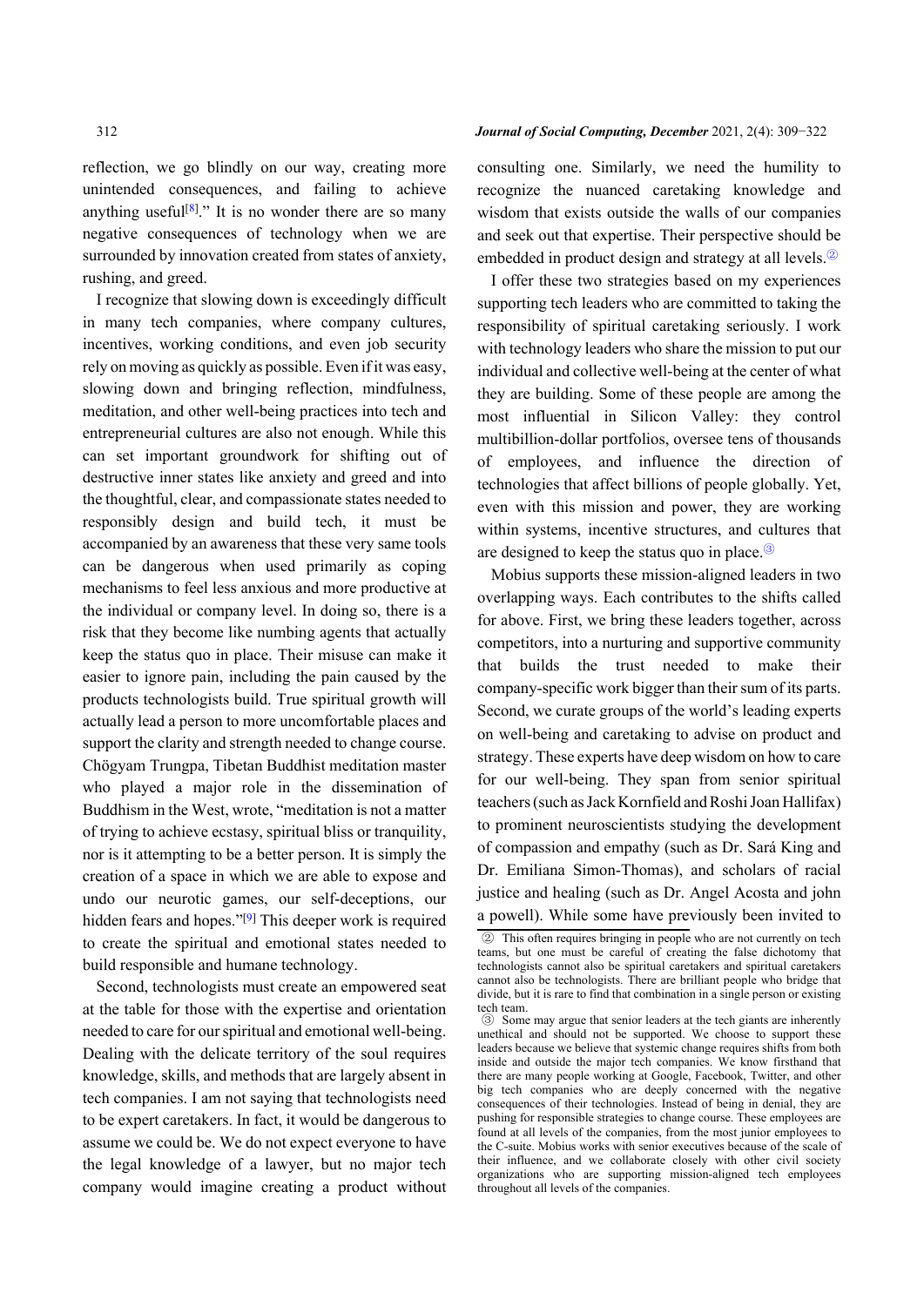reflection, we go blindly on our way, creating more unintended consequences, and failing to achieve anything useful[8]." It is no wonder there are so many negative consequences of technology when we are surrounded by innovation created from states of anxiety, rushing, and greed.

I recognize that slowing down is exceedingly difficult in many tech companies, where company cultures, incentives, working conditions, and even job security rely on moving as quickly as possible. Even if it was easy, slowing down and bringing reflection, mindfulness, meditation, and other well-being practices into tech and entrepreneurial cultures are also not enough. While this can set important groundwork for shifting out of destructive inner states like anxiety and greed and into the thoughtful, clear, and compassionate states needed to responsibly design and build tech, it must be accompanied by an awareness that these very same tools can be dangerous when used primarily as coping mechanisms to feel less anxious and more productive at the individual or company level. In doing so, there is a risk that they become like numbing agents that actually keep the status quo in place. Their misuse can make it easier to ignore pain, including the pain caused by the products technologists build. True spiritual growth will actually lead a person to more uncomfortable places and support the clarity and strength needed to change course. Chögyam Trungpa, Tibetan Buddhist meditation master who played a major role in the dissemination of Buddhism in the West, wrote, "meditation is not a matter of trying to achieve ecstasy, spiritual bliss or tranquility, nor is it attempting to be a better person. It is simply the creation of a space in which we are able to expose and undo our neurotic games, our self-deceptions, our hidden fears and hopes."[9] This deeper work is required to create the spiritual and emotional states needed to build responsible and humane technology.

Second, technologists must create an empowered seat at the table for those with the expertise and orientation needed to care for our spiritual and emotional well-being. Dealing with the delicate territory of the soul requires knowledge, skills, and methods that are largely absent in tech companies. I am not saying that technologists need to be expert caretakers. In fact, it would be dangerous to assume we could be. We do not expect everyone to have the legal knowledge of a lawyer, but no major tech company would imagine creating a product without consulting one. Similarly, we need the humility to recognize the nuanced caretaking knowledge and wisdom that exists outside the walls of our companies and seek out that expertise. Their perspective should be embedded in product design and strategy at all levels.②

I offer these two strategies based on my experiences supporting tech leaders who are committed to taking the responsibility of spiritual caretaking seriously. I work with technology leaders who share the mission to put our individual and collective well-being at the center of what they are building. Some of these people are among the most influential in Silicon Valley: they control multibillion-dollar portfolios, oversee tens of thousands of employees, and influence the direction of technologies that affect billions of people globally. Yet, even with this mission and power, they are working within systems, incentive structures, and cultures that are designed to keep the status quo in place.③

Mobius supports these mission-aligned leaders in two overlapping ways. Each contributes to the shifts called for above. First, we bring these leaders together, across competitors, into a nurturing and supportive community that builds the trust needed to make their company-specific work bigger than their sum of its parts. Second, we curate groups of the world's leading experts on well-being and caretaking to advise on product and strategy. These experts have deep wisdom on how to care for our well-being. They span from senior spiritual teachers (such as Jack Kornfield and Roshi Joan Hallifax) to prominent neuroscientists studying the development of compassion and empathy (such as Dr. Sará King and Dr. Emiliana Simon-Thomas), and scholars of racial justice and healing (such as Dr. Angel Acosta and john a powell). While some have previously been invited to

② This often requires bringing in people who are not currently on tech teams, but one must be careful of creating the false dichotomy that technologists cannot also be spiritual caretakers and spiritual caretakers cannot also be technologists. There are brilliant people who bridge that divide, but it is rare to find that combination in a single person or existing tech team.

③ Some may argue that senior leaders at the tech giants are inherently unethical and should not be supported. We choose to support these leaders because we believe that systemic change requires shifts from both inside and outside the major tech companies. We know firsthand that there are many people working at Google, Facebook, Twitter, and other big tech companies who are deeply concerned with the negative consequences of their technologies. Instead of being in denial, they are pushing for responsible strategies to change course. These employees are found at all levels of the companies, from the most junior employees to the C-suite. Mobius works with senior executives because of the scale of their influence, and we collaborate closely with other civil society organizations who are supporting mission-aligned tech employees throughout all levels of the companies.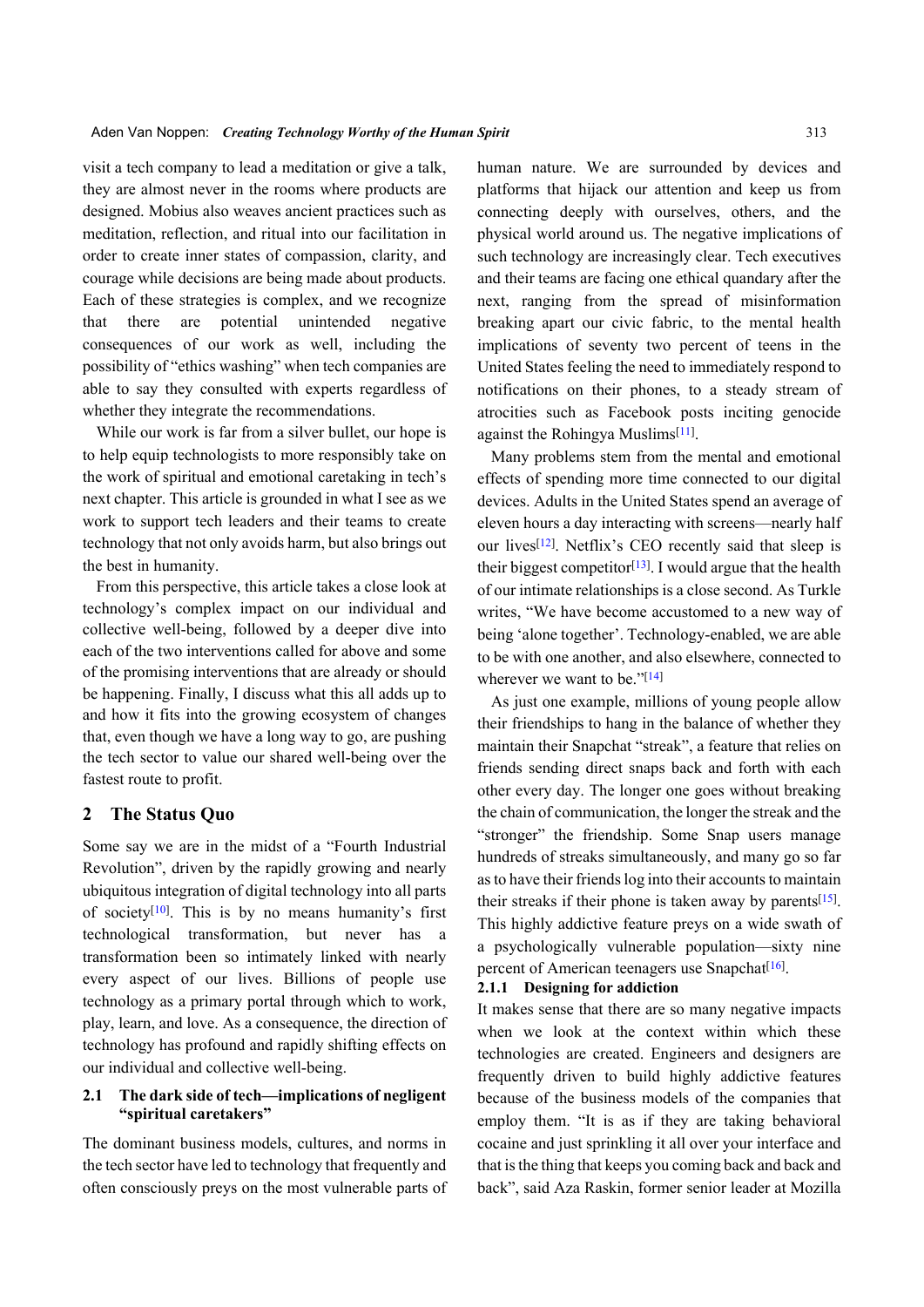visit a tech company to lead a meditation or give a talk, they are almost never in the rooms where products are designed. Mobius also weaves ancient practices such as meditation, reflection, and ritual into our facilitation in order to create inner states of compassion, clarity, and courage while decisions are being made about products. Each of these strategies is complex, and we recognize that there are potential unintended negative consequences of our work as well, including the possibility of "ethics washing" when tech companies are able to say they consulted with experts regardless of whether they integrate the recommendations.

While our work is far from a silver bullet, our hope is to help equip technologists to more responsibly take on the work of spiritual and emotional caretaking in tech's next chapter. This article is grounded in what I see as we work to support tech leaders and their teams to create technology that not only avoids harm, but also brings out the best in humanity.

From this perspective, this article takes a close look at technology's complex impact on our individual and collective well-being, followed by a deeper dive into each of the two interventions called for above and some of the promising interventions that are already or should be happening. Finally, I discuss what this all adds up to and how it fits into the growing ecosystem of changes that, even though we have a long way to go, are pushing the tech sector to value our shared well-being over the fastest route to profit.

## 2 The Status Quo

Some say we are in the midst of a "Fourth Industrial Revolution", driven by the rapidly growing and nearly ubiquitous integration of digital technology into all parts of society[10]. This is by no means humanity's first technological transformation, but never has a transformation been so intimately linked with nearly every aspect of our lives. Billions of people use technology as a primary portal through which to work, play, learn, and love. As a consequence, the direction of technology has profound and rapidly shifting effects on our individual and collective well-being.

### 2.1 The dark side of tech—implications of negligent "spiritual caretakers"

The dominant business models, cultures, and norms in the tech sector have led to technology that frequently and often consciously preys on the most vulnerable parts of human nature. We are surrounded by devices and platforms that hijack our attention and keep us from connecting deeply with ourselves, others, and the physical world around us. The negative implications of such technology are increasingly clear. Tech executives and their teams are facing one ethical quandary after the next, ranging from the spread of misinformation breaking apart our civic fabric, to the mental health implications of seventy two percent of teens in the United States feeling the need to immediately respond to notifications on their phones, to a steady stream of atrocities such as Facebook posts inciting genocide against the Rohingya Muslims[11].

Many problems stem from the mental and emotional effects of spending more time connected to our digital devices. Adults in the United States spend an average of eleven hours a day interacting with screens—nearly half our lives[12]. Netflix's CEO recently said that sleep is their biggest competitor[13]. I would argue that the health of our intimate relationships is a close second. As Turkle writes, "We have become accustomed to a new way of being 'alone together'. Technology-enabled, we are able to be with one another, and also elsewhere, connected to wherever we want to be."[14]

As just one example, millions of young people allow their friendships to hang in the balance of whether they maintain their Snapchat "streak", a feature that relies on friends sending direct snaps back and forth with each other every day. The longer one goes without breaking the chain of communication, the longer the streak and the "stronger" the friendship. Some Snap users manage hundreds of streaks simultaneously, and many go so far as to have their friends log into their accounts to maintain their streaks if their phone is taken away by parents[15]. This highly addictive feature preys on a wide swath of a psychologically vulnerable population—sixty nine percent of American teenagers use Snapchat[16].

#### 2.1.1 Designing for addiction

It makes sense that there are so many negative impacts when we look at the context within which these technologies are created. Engineers and designers are frequently driven to build highly addictive features because of the business models of the companies that employ them. "It is as if they are taking behavioral cocaine and just sprinkling it all over your interface and that is the thing that keeps you coming back and back and back", said Aza Raskin, former senior leader at Mozilla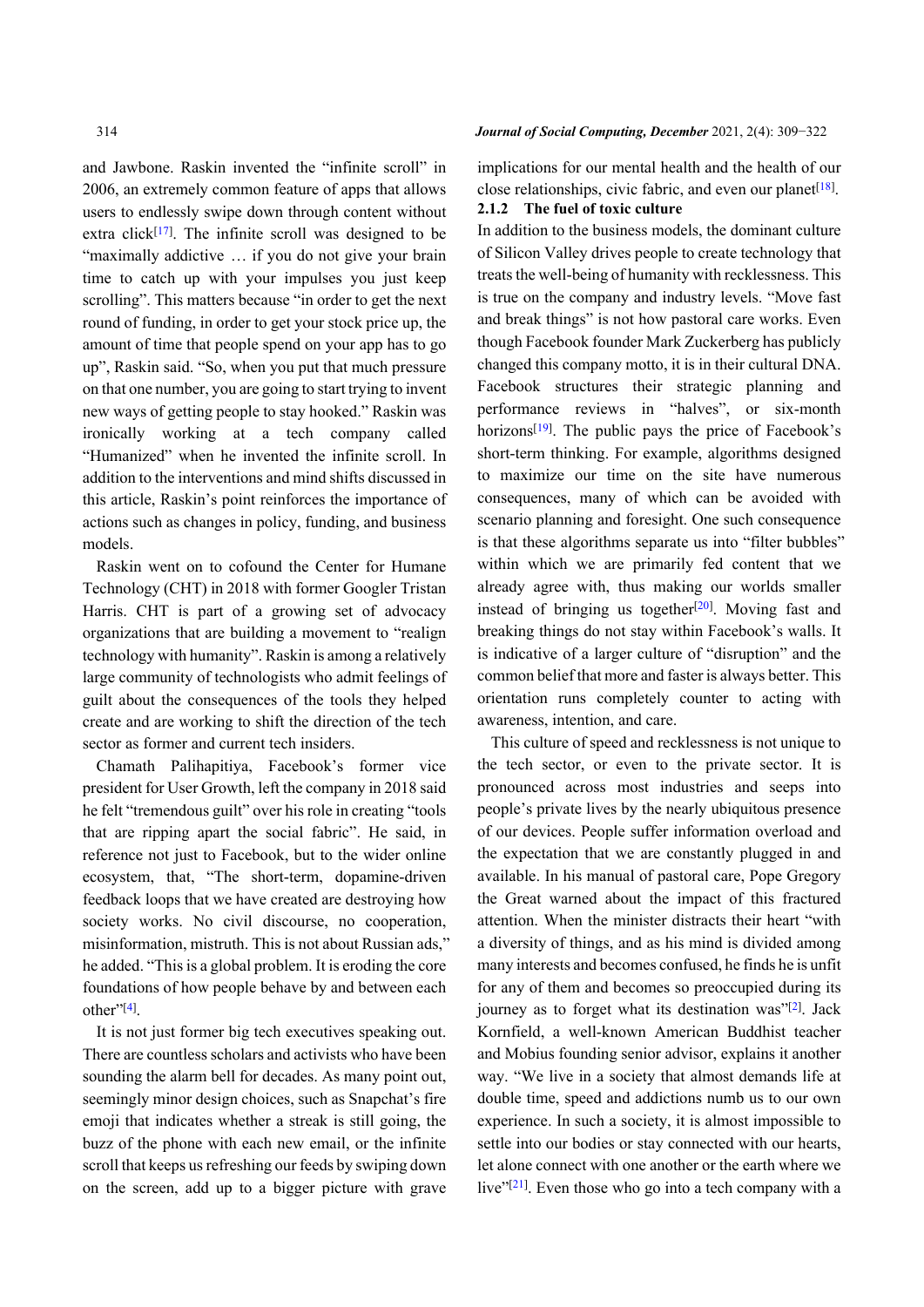and Jawbone. Raskin invented the "infinite scroll" in 2006, an extremely common feature of apps that allows users to endlessly swipe down through content without extra click[17]. The infinite scroll was designed to be "maximally addictive … if you do not give your brain time to catch up with your impulses you just keep scrolling". This matters because "in order to get the next round of funding, in order to get your stock price up, the amount of time that people spend on your app has to go up", Raskin said. "So, when you put that much pressure on that one number, you are going to start trying to invent new ways of getting people to stay hooked." Raskin was ironically working at a tech company called "Humanized" when he invented the infinite scroll. In addition to the interventions and mind shifts discussed in this article, Raskin's point reinforces the importance of actions such as changes in policy, funding, and business models.

Raskin went on to cofound the Center for Humane Technology (CHT) in 2018 with former Googler Tristan Harris. CHT is part of a growing set of advocacy organizations that are building a movement to "realign technology with humanity". Raskin is among a relatively large community of technologists who admit feelings of guilt about the consequences of the tools they helped create and are working to shift the direction of the tech sector as former and current tech insiders.

Chamath Palihapitiya, Facebook's former vice president for User Growth, left the company in 2018 said he felt "tremendous guilt" over his role in creating "tools that are ripping apart the social fabric". He said, in reference not just to Facebook, but to the wider online ecosystem, that, "The short-term, dopamine-driven feedback loops that we have created are destroying how society works. No civil discourse, no cooperation, misinformation, mistruth. This is not about Russian ads," he added. "This is a global problem. It is eroding the core foundations of how people behave by and between each other"[4].

It is not just former big tech executives speaking out. There are countless scholars and activists who have been sounding the alarm bell for decades. As many point out, seemingly minor design choices, such as Snapchat's fire emoji that indicates whether a streak is still going, the buzz of the phone with each new email, or the infinite scroll that keeps us refreshing our feeds by swiping down on the screen, add up to a bigger picture with grave implications for our mental health and the health of our close relationships, civic fabric, and even our planet[18].

### 2.1.2 The fuel of toxic culture

In addition to the business models, the dominant culture of Silicon Valley drives people to create technology that treats the well-being of humanity with recklessness. This is true on the company and industry levels. "Move fast and break things" is not how pastoral care works. Even though Facebook founder Mark Zuckerberg has publicly changed this company motto, it is in their cultural DNA. Facebook structures their strategic planning and performance reviews in "halves", or six-month horizons[19]. The public pays the price of Facebook's short-term thinking. For example, algorithms designed to maximize our time on the site have numerous consequences, many of which can be avoided with scenario planning and foresight. One such consequence is that these algorithms separate us into "filter bubbles" within which we are primarily fed content that we already agree with, thus making our worlds smaller instead of bringing us together[20]. Moving fast and breaking things do not stay within Facebook's walls. It is indicative of a larger culture of "disruption" and the common belief that more and faster is always better. This orientation runs completely counter to acting with awareness, intention, and care.

This culture of speed and recklessness is not unique to the tech sector, or even to the private sector. It is pronounced across most industries and seeps into people's private lives by the nearly ubiquitous presence of our devices. People suffer information overload and the expectation that we are constantly plugged in and available. In his manual of pastoral care, Pope Gregory the Great warned about the impact of this fractured attention. When the minister distracts their heart "with a diversity of things, and as his mind is divided among many interests and becomes confused, he finds he is unfit for any of them and becomes so preoccupied during its journey as to forget what its destination was"[2]. Jack Kornfield, a well-known American Buddhist teacher and Mobius founding senior advisor, explains it another way. "We live in a society that almost demands life at double time, speed and addictions numb us to our own experience. In such a society, it is almost impossible to settle into our bodies or stay connected with our hearts, let alone connect with one another or the earth where we live"[21]. Even those who go into a tech company with a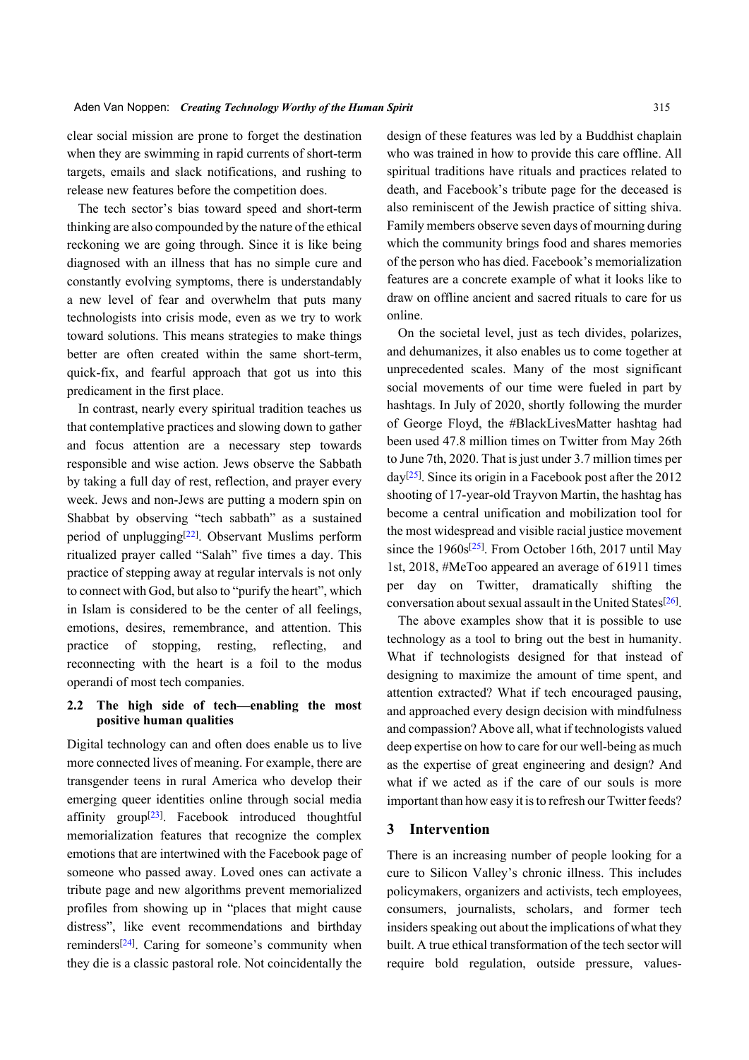clear social mission are prone to forget the destination when they are swimming in rapid currents of short-term targets, emails and slack notifications, and rushing to release new features before the competition does.

The tech sector's bias toward speed and short-term thinking are also compounded by the nature of the ethical reckoning we are going through. Since it is like being diagnosed with an illness that has no simple cure and constantly evolving symptoms, there is understandably a new level of fear and overwhelm that puts many technologists into crisis mode, even as we try to work toward solutions. This means strategies to make things better are often created within the same short-term, quick-fix, and fearful approach that got us into this predicament in the first place.

In contrast, nearly every spiritual tradition teaches us that contemplative practices and slowing down to gather and focus attention are a necessary step towards responsible and wise action. Jews observe the Sabbath by taking a full day of rest, reflection, and prayer every week. Jews and non-Jews are putting a modern spin on Shabbat by observing "tech sabbath" as a sustained period of unplugging[22]. Observant Muslims perform ritualized prayer called "Salah" five times a day. This practice of stepping away at regular intervals is not only to connect with God, but also to "purify the heart", which in Islam is considered to be the center of all feelings, emotions, desires, remembrance, and attention. This practice of stopping, resting, reflecting, and reconnecting with the heart is a foil to the modus operandi of most tech companies.

### 2.2 The high side of tech—enabling the most positive human qualities

Digital technology can and often does enable us to live more connected lives of meaning. For example, there are transgender teens in rural America who develop their emerging queer identities online through social media affinity group[23]. Facebook introduced thoughtful memorialization features that recognize the complex emotions that are intertwined with the Facebook page of someone who passed away. Loved ones can activate a tribute page and new algorithms prevent memorialized profiles from showing up in "places that might cause distress", like event recommendations and birthday reminders[24]. Caring for someone's community when they die is a classic pastoral role. Not coincidentally the design of these features was led by a Buddhist chaplain who was trained in how to provide this care offline. All spiritual traditions have rituals and practices related to death, and Facebook's tribute page for the deceased is also reminiscent of the Jewish practice of sitting shiva. Family members observe seven days of mourning during which the community brings food and shares memories of the person who has died. Facebook's memorialization features are a concrete example of what it looks like to draw on offline ancient and sacred rituals to care for us online.

On the societal level, just as tech divides, polarizes, and dehumanizes, it also enables us to come together at unprecedented scales. Many of the most significant social movements of our time were fueled in part by hashtags. In July of 2020, shortly following the murder of George Floyd, the #BlackLivesMatter hashtag had been used 47.8 million times on Twitter from May 26th to June 7th, 2020. That is just under 3.7 million times per day[25]. Since its origin in a Facebook post after the 2012 shooting of 17-year-old Trayvon Martin, the hashtag has become a central unification and mobilization tool for the most widespread and visible racial justice movement since the 1960s[25]. From October 16th, 2017 until May 1st, 2018, #MeToo appeared an average of 61911 times per day on Twitter, dramatically shifting the conversation about sexual assault in the United States[26].

The above examples show that it is possible to use technology as a tool to bring out the best in humanity. What if technologists designed for that instead of designing to maximize the amount of time spent, and attention extracted? What if tech encouraged pausing, and approached every design decision with mindfulness and compassion? Above all, what if technologists valued deep expertise on how to care for our well-being as much as the expertise of great engineering and design? And what if we acted as if the care of our souls is more important than how easy it is to refresh our Twitter feeds?

## 3 Intervention

There is an increasing number of people looking for a cure to Silicon Valley's chronic illness. This includes policymakers, organizers and activists, tech employees, consumers, journalists, scholars, and former tech insiders speaking out about the implications of what they built. A true ethical transformation of the tech sector will require bold regulation, outside pressure, values-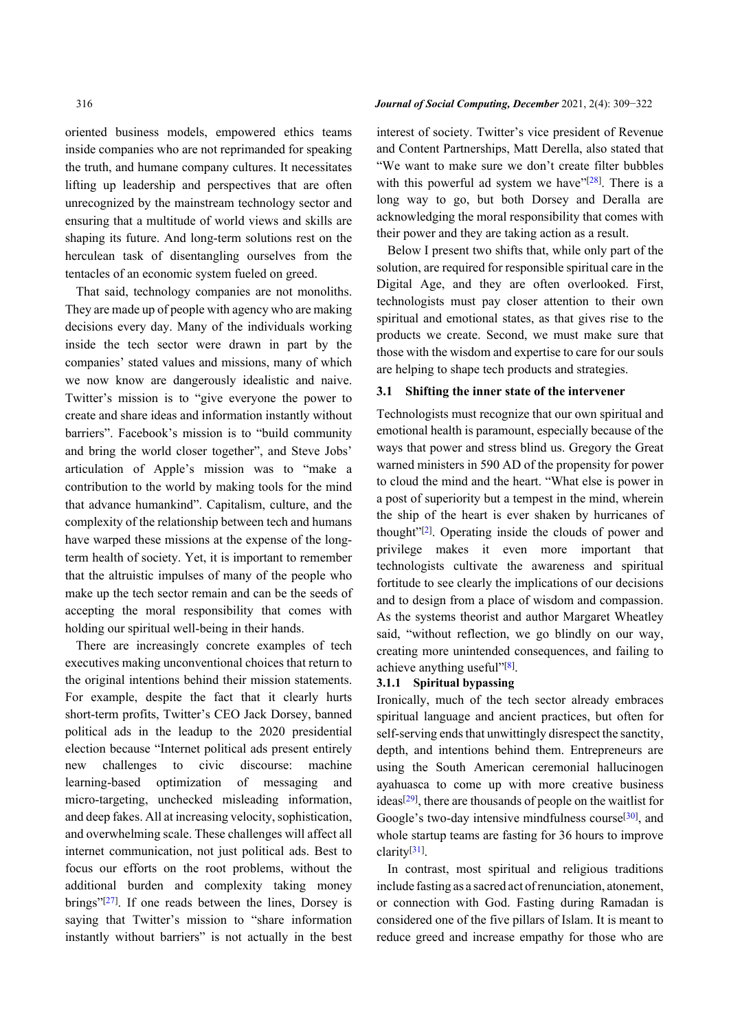oriented business models, empowered ethics teams inside companies who are not reprimanded for speaking the truth, and humane company cultures. It necessitates lifting up leadership and perspectives that are often unrecognized by the mainstream technology sector and ensuring that a multitude of world views and skills are shaping its future. And long-term solutions rest on the herculean task of disentangling ourselves from the tentacles of an economic system fueled on greed.

That said, technology companies are not monoliths. They are made up of people with agency who are making decisions every day. Many of the individuals working inside the tech sector were drawn in part by the companies' stated values and missions, many of which we now know are dangerously idealistic and naive. Twitter's mission is to "give everyone the power to create and share ideas and information instantly without barriers". Facebook's mission is to "build community and bring the world closer together", and Steve Jobs' articulation of Apple's mission was to "make a contribution to the world by making tools for the mind that advance humankind". Capitalism, culture, and the complexity of the relationship between tech and humans have warped these missions at the expense of the long-term health of society. Yet, it is important to remember that the altruistic impulses of many of the people who make up the tech sector remain and can be the seeds of accepting the moral responsibility that comes with holding our spiritual well-being in their hands.

There are increasingly concrete examples of tech executives making unconventional choices that return to the original intentions behind their mission statements. For example, despite the fact that it clearly hurts short-term profits, Twitter's CEO Jack Dorsey, banned political ads in the leadup to the 2020 presidential election because "Internet political ads present entirely new challenges to civic discourse: machine learning-based optimization of messaging and micro-targeting, unchecked misleading information, and deep fakes. All at increasing velocity, sophistication, and overwhelming scale. These challenges will affect all internet communication, not just political ads. Best to focus our efforts on the root problems, without the additional burden and complexity taking money brings"[27]. If one reads between the lines, Dorsey is saying that Twitter's mission to "share information instantly without barriers" is not actually in the best interest of society. Twitter's vice president of Revenue and Content Partnerships, Matt Derella, also stated that "We want to make sure we don't create filter bubbles with this powerful ad system we have"[28]. There is a long way to go, but both Dorsey and Deralla are acknowledging the moral responsibility that comes with their power and they are taking action as a result.

Below I present two shifts that, while only part of the solution, are required for responsible spiritual care in the Digital Age, and they are often overlooked. First, technologists must pay closer attention to their own spiritual and emotional states, as that gives rise to the products we create. Second, we must make sure that those with the wisdom and expertise to care for our souls are helping to shape tech products and strategies.

### 3.1 Shifting the inner state of the intervener

Technologists must recognize that our own spiritual and emotional health is paramount, especially because of the ways that power and stress blind us. Gregory the Great warned ministers in 590 AD of the propensity for power to cloud the mind and the heart. "What else is power in a post of superiority but a tempest in the mind, wherein the ship of the heart is ever shaken by hurricanes of thought"[2]. Operating inside the clouds of power and privilege makes it even more important that technologists cultivate the awareness and spiritual fortitude to see clearly the implications of our decisions and to design from a place of wisdom and compassion. As the systems theorist and author Margaret Wheatley said, "without reflection, we go blindly on our way, creating more unintended consequences, and failing to achieve anything useful"[8].

#### 3.1.1 Spiritual bypassing

Ironically, much of the tech sector already embraces spiritual language and ancient practices, but often for self-serving ends that unwittingly disrespect the sanctity, depth, and intentions behind them. Entrepreneurs are using the South American ceremonial hallucinogen ayahuasca to come up with more creative business ideas[29], there are thousands of people on the waitlist for Google's two-day intensive mindfulness course[30], and whole startup teams are fasting for 36 hours to improve clarity[31].

In contrast, most spiritual and religious traditions include fasting as a sacred act of renunciation, atonement, or connection with God. Fasting during Ramadan is considered one of the five pillars of Islam. It is meant to reduce greed and increase empathy for those who are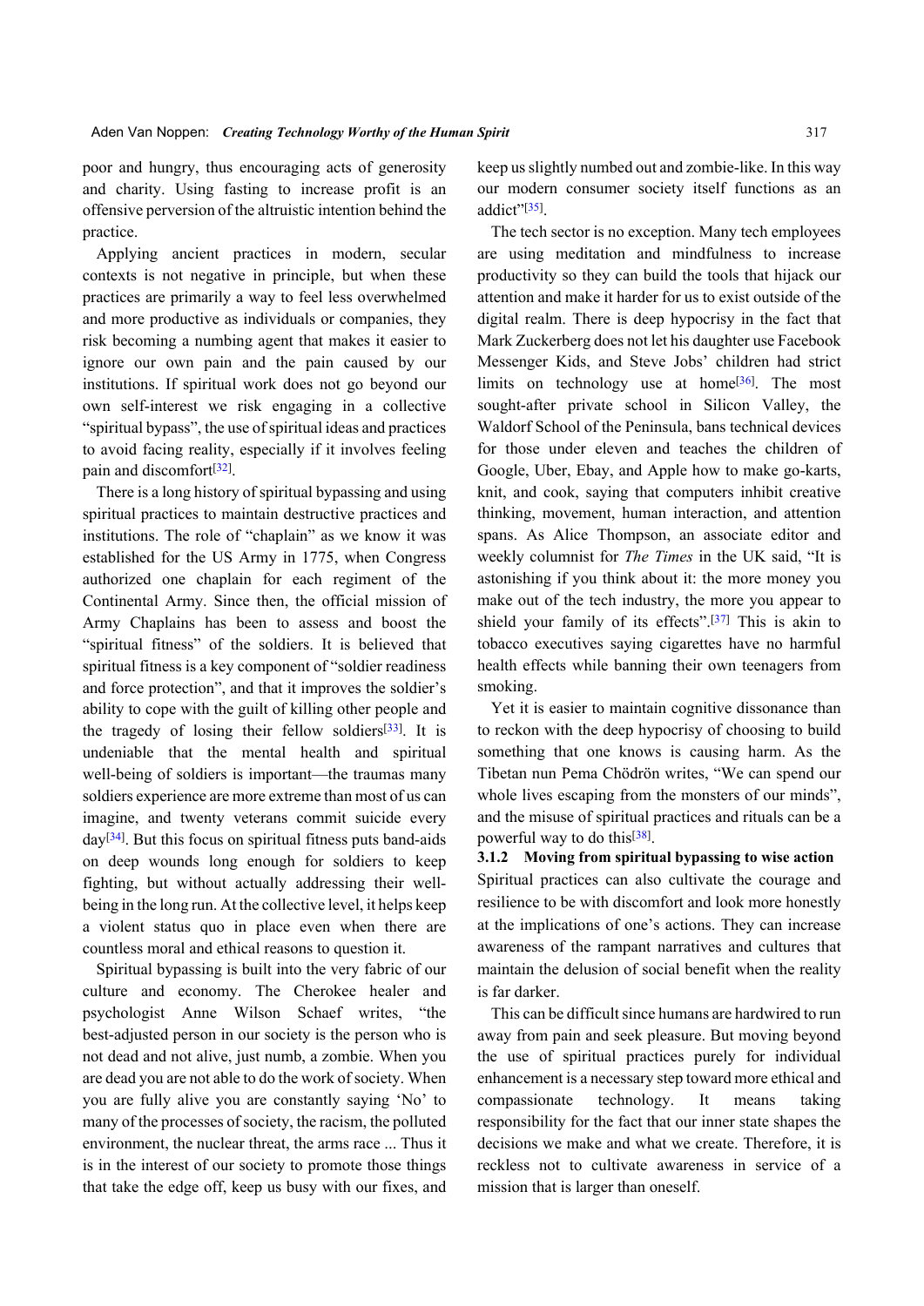poor and hungry, thus encouraging acts of generosity and charity. Using fasting to increase profit is an offensive perversion of the altruistic intention behind the practice.

Applying ancient practices in modern, secular contexts is not negative in principle, but when these practices are primarily a way to feel less overwhelmed and more productive as individuals or companies, they risk becoming a numbing agent that makes it easier to ignore our own pain and the pain caused by our institutions. If spiritual work does not go beyond our own self-interest we risk engaging in a collective "spiritual bypass", the use of spiritual ideas and practices to avoid facing reality, especially if it involves feeling pain and discomfort[32].

There is a long history of spiritual bypassing and using spiritual practices to maintain destructive practices and institutions. The role of "chaplain" as we know it was established for the US Army in 1775, when Congress authorized one chaplain for each regiment of the Continental Army. Since then, the official mission of Army Chaplains has been to assess and boost the "spiritual fitness" of the soldiers. It is believed that spiritual fitness is a key component of "soldier readiness and force protection", and that it improves the soldier's ability to cope with the guilt of killing other people and the tragedy of losing their fellow soldiers[33]. It is undeniable that the mental health and spiritual well-being of soldiers is important—the traumas many soldiers experience are more extreme than most of us can imagine, and twenty veterans commit suicide every day[34]. But this focus on spiritual fitness puts band-aids on deep wounds long enough for soldiers to keep fighting, but without actually addressing their well-being in the long run. At the collective level, it helps keep a violent status quo in place even when there are countless moral and ethical reasons to question it.

Spiritual bypassing is built into the very fabric of our culture and economy. The Cherokee healer and psychologist Anne Wilson Schaef writes, "the best-adjusted person in our society is the person who is not dead and not alive, just numb, a zombie. When you are dead you are not able to do the work of society. When you are fully alive you are constantly saying 'No' to many of the processes of society, the racism, the polluted environment, the nuclear threat, the arms race ... Thus it is in the interest of our society to promote those things that take the edge off, keep us busy with our fixes, and keep us slightly numbed out and zombie-like. In this way our modern consumer society itself functions as an addict"[35].

The tech sector is no exception. Many tech employees are using meditation and mindfulness to increase productivity so they can build the tools that hijack our attention and make it harder for us to exist outside of the digital realm. There is deep hypocrisy in the fact that Mark Zuckerberg does not let his daughter use Facebook Messenger Kids, and Steve Jobs' children had strict limits on technology use at home[36]. The most sought-after private school in Silicon Valley, the Waldorf School of the Peninsula, bans technical devices for those under eleven and teaches the children of Google, Uber, Ebay, and Apple how to make go-karts, knit, and cook, saying that computers inhibit creative thinking, movement, human interaction, and attention spans. As Alice Thompson, an associate editor and weekly columnist for *The Times* in the UK said, "It is astonishing if you think about it: the more money you make out of the tech industry, the more you appear to shield your family of its effects".[37] This is akin to tobacco executives saying cigarettes have no harmful health effects while banning their own teenagers from smoking.

Yet it is easier to maintain cognitive dissonance than to reckon with the deep hypocrisy of choosing to build something that one knows is causing harm. As the Tibetan nun Pema Chödrön writes, "We can spend our whole lives escaping from the monsters of our minds", and the misuse of spiritual practices and rituals can be a powerful way to do this[38].

#### 3.1.2 Moving from spiritual bypassing to wise action

Spiritual practices can also cultivate the courage and resilience to be with discomfort and look more honestly at the implications of one's actions. They can increase awareness of the rampant narratives and cultures that maintain the delusion of social benefit when the reality is far darker.

This can be difficult since humans are hardwired to run away from pain and seek pleasure. But moving beyond the use of spiritual practices purely for individual enhancement is a necessary step toward more ethical and compassionate technology. It means taking responsibility for the fact that our inner state shapes the decisions we make and what we create. Therefore, it is reckless not to cultivate awareness in service of a mission that is larger than oneself.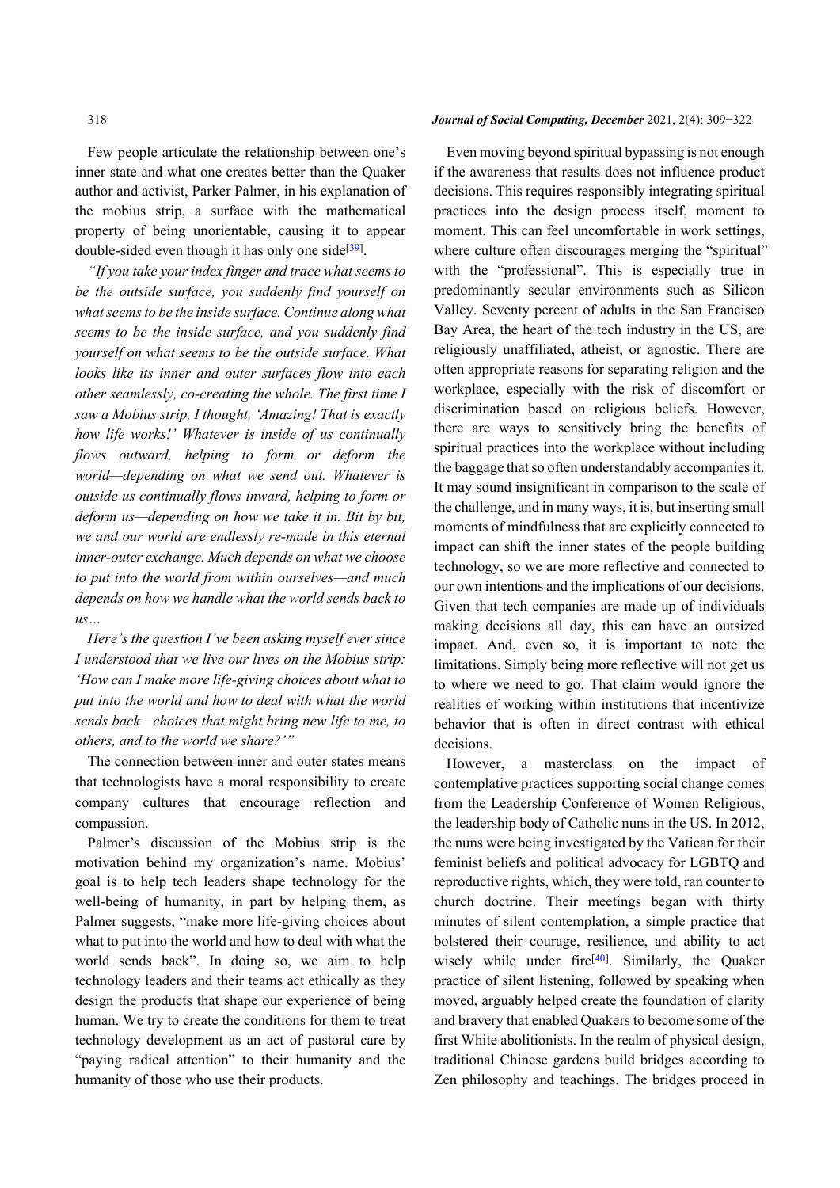Few people articulate the relationship between one's inner state and what one creates better than the Quaker author and activist, Parker Palmer, in his explanation of the mobius strip, a surface with the mathematical property of being unorientable, causing it to appear double-sided even though it has only one side[39].

*"If you take your index finger and trace what seems to be the outside surface, you suddenly find yourself on what seems to be the inside surface. Continue along what seems to be the inside surface, and you suddenly find yourself on what seems to be the outside surface. What looks like its inner and outer surfaces flow into each other seamlessly, co-creating the whole. The first time I saw a Mobius strip, I thought, 'Amazing! That is exactly how life works!' Whatever is inside of us continually flows outward, helping to form or deform the world—depending on what we send out. Whatever is outside us continually flows inward, helping to form or deform us—depending on how we take it in. Bit by bit, we and our world are endlessly re-made in this eternal inner-outer exchange. Much depends on what we choose to put into the world from within ourselves—and much depends on how we handle what the world sends back to us…*

*Here's the question I've been asking myself ever since I understood that we live our lives on the Mobius strip: 'How can I make more life-giving choices about what to put into the world and how to deal with what the world sends back—choices that might bring new life to me, to others, and to the world we share?'"*

The connection between inner and outer states means that technologists have a moral responsibility to create company cultures that encourage reflection and compassion.

Palmer's discussion of the Mobius strip is the motivation behind my organization's name. Mobius' goal is to help tech leaders shape technology for the well-being of humanity, in part by helping them, as Palmer suggests, "make more life-giving choices about what to put into the world and how to deal with what the world sends back". In doing so, we aim to help technology leaders and their teams act ethically as they design the products that shape our experience of being human. We try to create the conditions for them to treat technology development as an act of pastoral care by "paying radical attention" to their humanity and the humanity of those who use their products.

Even moving beyond spiritual bypassing is not enough if the awareness that results does not influence product decisions. This requires responsibly integrating spiritual practices into the design process itself, moment to moment. This can feel uncomfortable in work settings, where culture often discourages merging the "spiritual" with the "professional". This is especially true in predominantly secular environments such as Silicon Valley. Seventy percent of adults in the San Francisco Bay Area, the heart of the tech industry in the US, are religiously unaffiliated, atheist, or agnostic. There are often appropriate reasons for separating religion and the workplace, especially with the risk of discomfort or discrimination based on religious beliefs. However, there are ways to sensitively bring the benefits of spiritual practices into the workplace without including the baggage that so often understandably accompanies it. It may sound insignificant in comparison to the scale of the challenge, and in many ways, it is, but inserting small moments of mindfulness that are explicitly connected to impact can shift the inner states of the people building technology, so we are more reflective and connected to our own intentions and the implications of our decisions. Given that tech companies are made up of individuals making decisions all day, this can have an outsized impact. And, even so, it is important to note the limitations. Simply being more reflective will not get us to where we need to go. That claim would ignore the realities of working within institutions that incentivize behavior that is often in direct contrast with ethical decisions.

However, a masterclass on the impact of contemplative practices supporting social change comes from the Leadership Conference of Women Religious, the leadership body of Catholic nuns in the US. In 2012, the nuns were being investigated by the Vatican for their feminist beliefs and political advocacy for LGBTQ and reproductive rights, which, they were told, ran counter to church doctrine. Their meetings began with thirty minutes of silent contemplation, a simple practice that bolstered their courage, resilience, and ability to act wisely while under fire[40]. Similarly, the Quaker practice of silent listening, followed by speaking when moved, arguably helped create the foundation of clarity and bravery that enabled Quakers to become some of the first White abolitionists. In the realm of physical design, traditional Chinese gardens build bridges according to Zen philosophy and teachings. The bridges proceed in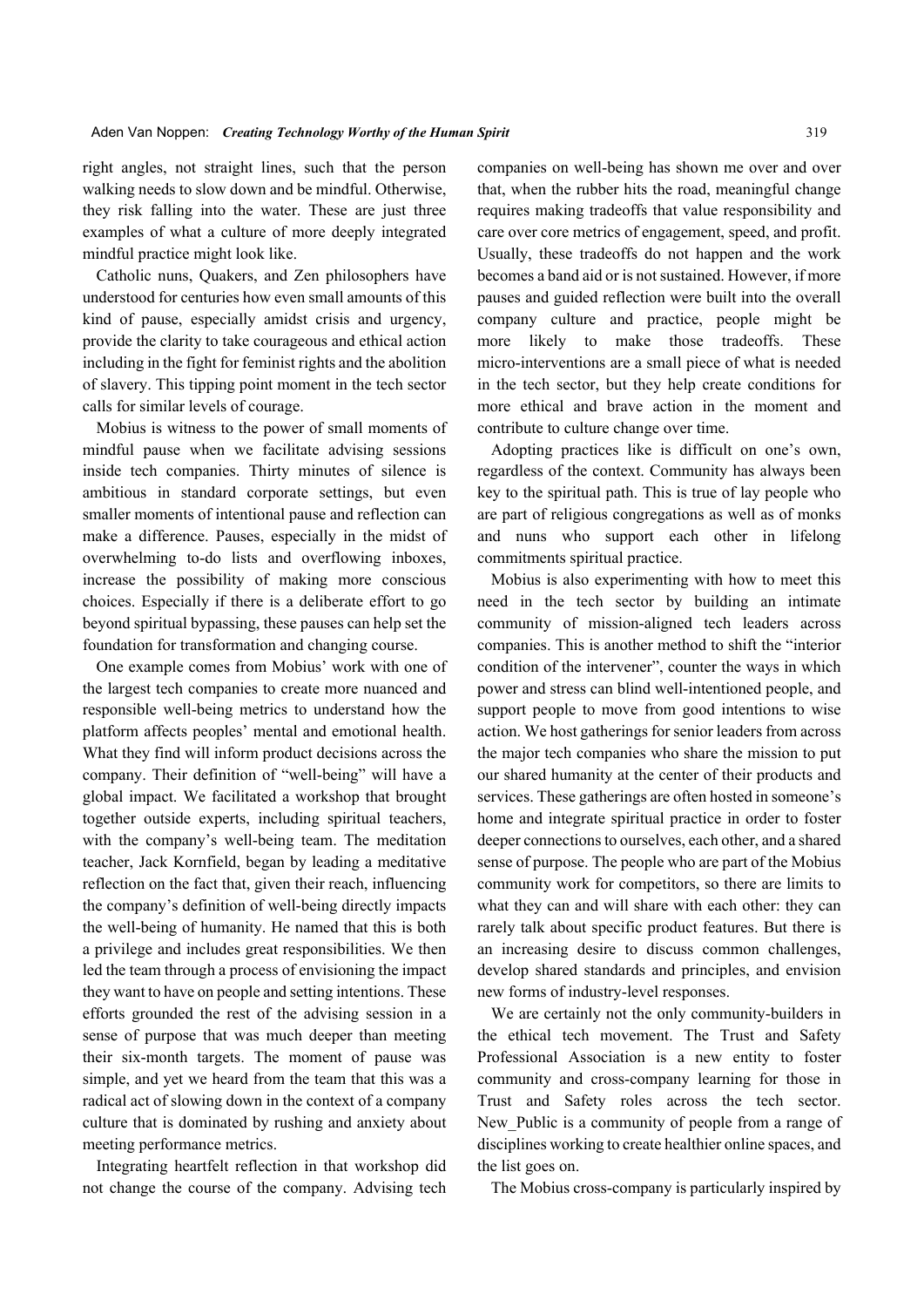right angles, not straight lines, such that the person walking needs to slow down and be mindful. Otherwise, they risk falling into the water. These are just three examples of what a culture of more deeply integrated mindful practice might look like.

Catholic nuns, Quakers, and Zen philosophers have understood for centuries how even small amounts of this kind of pause, especially amidst crisis and urgency, provide the clarity to take courageous and ethical action including in the fight for feminist rights and the abolition of slavery. This tipping point moment in the tech sector calls for similar levels of courage.

Mobius is witness to the power of small moments of mindful pause when we facilitate advising sessions inside tech companies. Thirty minutes of silence is ambitious in standard corporate settings, but even smaller moments of intentional pause and reflection can make a difference. Pauses, especially in the midst of overwhelming to-do lists and overflowing inboxes, increase the possibility of making more conscious choices. Especially if there is a deliberate effort to go beyond spiritual bypassing, these pauses can help set the foundation for transformation and changing course.

One example comes from Mobius' work with one of the largest tech companies to create more nuanced and responsible well-being metrics to understand how the platform affects peoples' mental and emotional health. What they find will inform product decisions across the company. Their definition of "well-being" will have a global impact. We facilitated a workshop that brought together outside experts, including spiritual teachers, with the company's well-being team. The meditation teacher, Jack Kornfield, began by leading a meditative reflection on the fact that, given their reach, influencing the company's definition of well-being directly impacts the well-being of humanity. He named that this is both a privilege and includes great responsibilities. We then led the team through a process of envisioning the impact they want to have on people and setting intentions. These efforts grounded the rest of the advising session in a sense of purpose that was much deeper than meeting their six-month targets. The moment of pause was simple, and yet we heard from the team that this was a radical act of slowing down in the context of a company culture that is dominated by rushing and anxiety about meeting performance metrics.

Integrating heartfelt reflection in that workshop did not change the course of the company. Advising tech companies on well-being has shown me over and over that, when the rubber hits the road, meaningful change requires making tradeoffs that value responsibility and care over core metrics of engagement, speed, and profit. Usually, these tradeoffs do not happen and the work becomes a band aid or is not sustained. However, if more pauses and guided reflection were built into the overall company culture and practice, people might be more likely to make those tradeoffs. These micro-interventions are a small piece of what is needed in the tech sector, but they help create conditions for more ethical and brave action in the moment and contribute to culture change over time.

Adopting practices like is difficult on one's own, regardless of the context. Community has always been key to the spiritual path. This is true of lay people who are part of religious congregations as well as of monks and nuns who support each other in lifelong commitments spiritual practice.

Mobius is also experimenting with how to meet this need in the tech sector by building an intimate community of mission-aligned tech leaders across companies. This is another method to shift the "interior condition of the intervener", counter the ways in which power and stress can blind well-intentioned people, and support people to move from good intentions to wise action. We host gatherings for senior leaders from across the major tech companies who share the mission to put our shared humanity at the center of their products and services. These gatherings are often hosted in someone's home and integrate spiritual practice in order to foster deeper connections to ourselves, each other, and a shared sense of purpose. The people who are part of the Mobius community work for competitors, so there are limits to what they can and will share with each other: they can rarely talk about specific product features. But there is an increasing desire to discuss common challenges, develop shared standards and principles, and envision new forms of industry-level responses.

We are certainly not the only community-builders in the ethical tech movement. The Trust and Safety Professional Association is a new entity to foster community and cross-company learning for those in Trust and Safety roles across the tech sector. New_Public is a community of people from a range of disciplines working to create healthier online spaces, and the list goes on.

The Mobius cross-company is particularly inspired by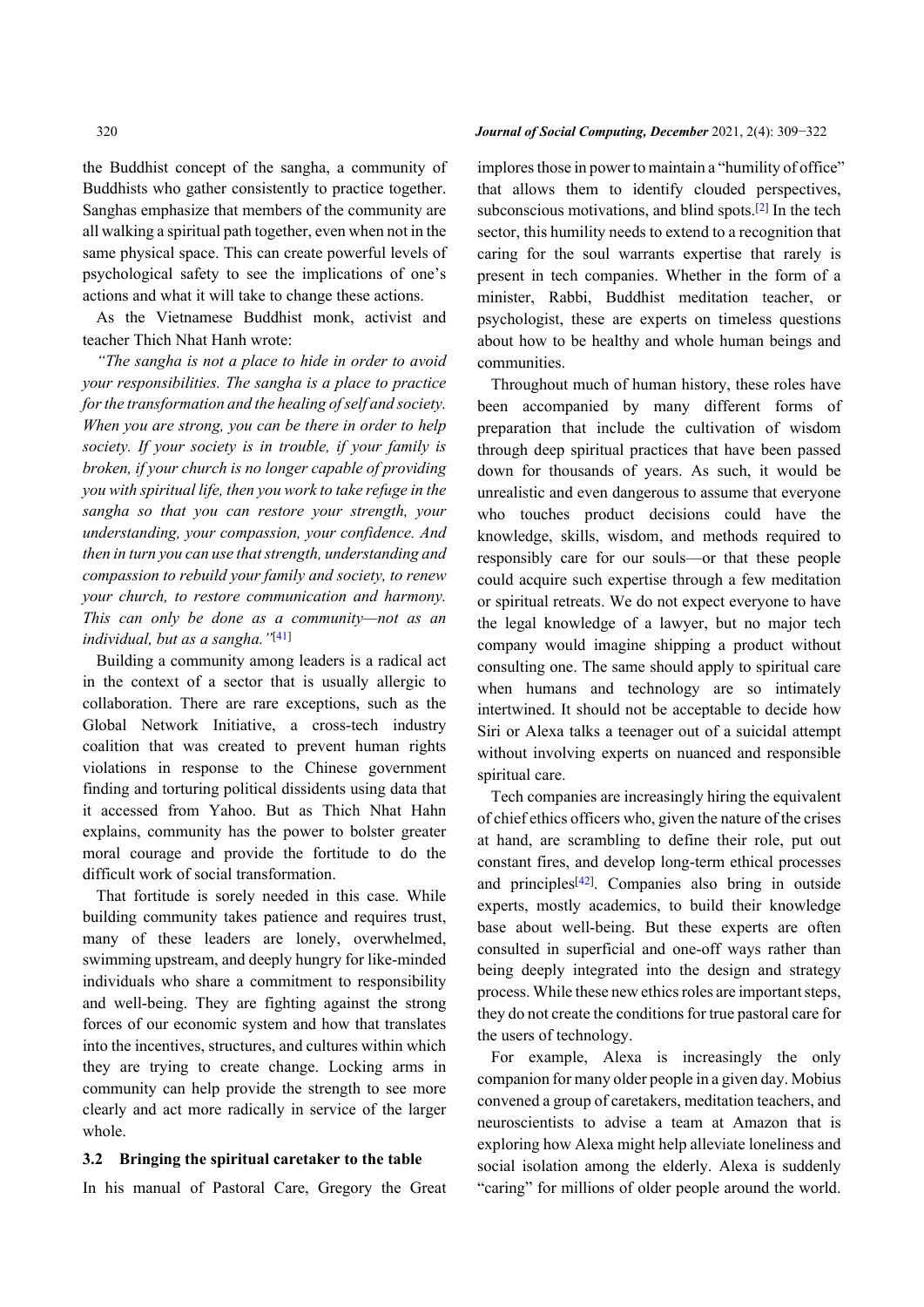the Buddhist concept of the sangha, a community of Buddhists who gather consistently to practice together. Sanghas emphasize that members of the community are all walking a spiritual path together, even when not in the same physical space. This can create powerful levels of psychological safety to see the implications of one's actions and what it will take to change these actions.

As the Vietnamese Buddhist monk, activist and teacher Thich Nhat Hanh wrote:

*"The sangha is not a place to hide in order to avoid your responsibilities. The sangha is a place to practice for the transformation and the healing of self and society. When you are strong, you can be there in order to help society. If your society is in trouble, if your family is broken, if your church is no longer capable of providing you with spiritual life, then you work to take refuge in the sangha so that you can restore your strength, your understanding, your compassion, your confidence. And then in turn you can use that strength, understanding and compassion to rebuild your family and society, to renew your church, to restore communication and harmony. This can only be done as a community—not as an individual, but as a sangha."*[41]

Building a community among leaders is a radical act in the context of a sector that is usually allergic to collaboration. There are rare exceptions, such as the Global Network Initiative, a cross-tech industry coalition that was created to prevent human rights violations in response to the Chinese government finding and torturing political dissidents using data that it accessed from Yahoo. But as Thich Nhat Hahn explains, community has the power to bolster greater moral courage and provide the fortitude to do the difficult work of social transformation.

That fortitude is sorely needed in this case. While building community takes patience and requires trust, many of these leaders are lonely, overwhelmed, swimming upstream, and deeply hungry for like-minded individuals who share a commitment to responsibility and well-being. They are fighting against the strong forces of our economic system and how that translates into the incentives, structures, and cultures within which they are trying to create change. Locking arms in community can help provide the strength to see more clearly and act more radically in service of the larger whole.

### 3.2 Bringing the spiritual caretaker to the table

In his manual of Pastoral Care, Gregory the Great implores those in power to maintain a "humility of office" that allows them to identify clouded perspectives, subconscious motivations, and blind spots.[2] In the tech sector, this humility needs to extend to a recognition that caring for the soul warrants expertise that rarely is present in tech companies. Whether in the form of a minister, Rabbi, Buddhist meditation teacher, or psychologist, these are experts on timeless questions about how to be healthy and whole human beings and communities.

Throughout much of human history, these roles have been accompanied by many different forms of preparation that include the cultivation of wisdom through deep spiritual practices that have been passed down for thousands of years. As such, it would be unrealistic and even dangerous to assume that everyone who touches product decisions could have the knowledge, skills, wisdom, and methods required to responsibly care for our souls—or that these people could acquire such expertise through a few meditation or spiritual retreats. We do not expect everyone to have the legal knowledge of a lawyer, but no major tech company would imagine shipping a product without consulting one. The same should apply to spiritual care when humans and technology are so intimately intertwined. It should not be acceptable to decide how Siri or Alexa talks a teenager out of a suicidal attempt without involving experts on nuanced and responsible spiritual care.

Tech companies are increasingly hiring the equivalent of chief ethics officers who, given the nature of the crises at hand, are scrambling to define their role, put out constant fires, and develop long-term ethical processes and principles[42]. Companies also bring in outside experts, mostly academics, to build their knowledge base about well-being. But these experts are often consulted in superficial and one-off ways rather than being deeply integrated into the design and strategy process. While these new ethics roles are important steps, they do not create the conditions for true pastoral care for the users of technology.

For example, Alexa is increasingly the only companion for many older people in a given day. Mobius convened a group of caretakers, meditation teachers, and neuroscientists to advise a team at Amazon that is exploring how Alexa might help alleviate loneliness and social isolation among the elderly. Alexa is suddenly "caring" for millions of older people around the world.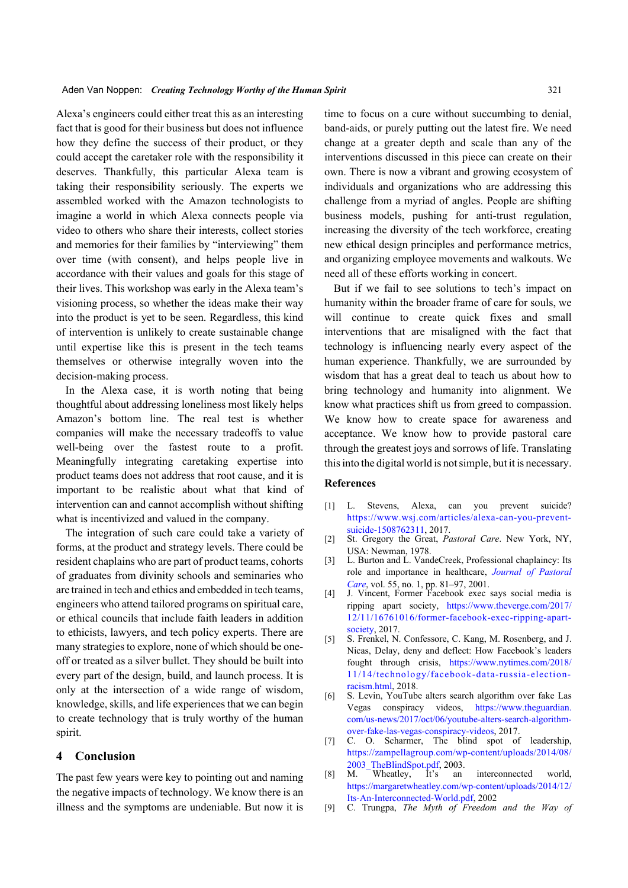Alexa's engineers could either treat this as an interesting fact that is good for their business but does not influence how they define the success of their product, or they could accept the caretaker role with the responsibility it deserves. Thankfully, this particular Alexa team is taking their responsibility seriously. The experts we assembled worked with the Amazon technologists to imagine a world in which Alexa connects people via video to others who share their interests, collect stories and memories for their families by "interviewing" them over time (with consent), and helps people live in accordance with their values and goals for this stage of their lives. This workshop was early in the Alexa team's visioning process, so whether the ideas make their way into the product is yet to be seen. Regardless, this kind of intervention is unlikely to create sustainable change until expertise like this is present in the tech teams themselves or otherwise integrally woven into the decision-making process.

In the Alexa case, it is worth noting that being thoughtful about addressing loneliness most likely helps Amazon's bottom line. The real test is whether companies will make the necessary tradeoffs to value well-being over the fastest route to a profit. Meaningfully integrating caretaking expertise into product teams does not address that root cause, and it is important to be realistic about what that kind of intervention can and cannot accomplish without shifting what is incentivized and valued in the company.

The integration of such care could take a variety of forms, at the product and strategy levels. There could be resident chaplains who are part of product teams, cohorts of graduates from divinity schools and seminaries who are trained in tech and ethics and embedded in tech teams, engineers who attend tailored programs on spiritual care, or ethical councils that include faith leaders in addition to ethicists, lawyers, and tech policy experts. There are many strategies to explore, none of which should be one-off or treated as a silver bullet. They should be built into every part of the design, build, and launch process. It is only at the intersection of a wide range of wisdom, knowledge, skills, and life experiences that we can begin to create technology that is truly worthy of the human spirit.

## 4 Conclusion

The past few years were key to pointing out and naming the negative impacts of technology. We know there is an illness and the symptoms are undeniable. But now it is time to focus on a cure without succumbing to denial, band-aids, or purely putting out the latest fire. We need change at a greater depth and scale than any of the interventions discussed in this piece can create on their own. There is now a vibrant and growing ecosystem of individuals and organizations who are addressing this challenge from a myriad of angles. People are shifting business models, pushing for anti-trust regulation, increasing the diversity of the tech workforce, creating new ethical design principles and performance metrics, and organizing employee movements and walkouts. We need all of these efforts working in concert.

But if we fail to see solutions to tech's impact on humanity within the broader frame of care for souls, we will continue to create quick fixes and small interventions that are misaligned with the fact that technology is influencing nearly every aspect of the human experience. Thankfully, we are surrounded by wisdom that has a great deal to teach us about how to bring technology and humanity into alignment. We know what practices shift us from greed to compassion. We know how to create space for awareness and acceptance. We know how to provide pastoral care through the greatest joys and sorrows of life. Translating this into the digital world is not simple, but it is necessary.

## References

[1] L. Stevens, Alexa, can you prevent suicide? https://www.wsj.com/articles/alexa-can-you-prevent-suicide-1508762311, 2017.

[2] St. Gregory the Great, *Pastoral Care*. New York, NY, USA: Newman, 1978.

[3] L. Burton and L. VandeCreek, Professional chaplaincy: Its role and importance in healthcare, *Journal of Pastoral Care*, vol. 55, no. 1, pp. 81–97, 2001.

[4] J. Vincent, Former Facebook exec says social media is ripping apart society, https://www.theverge.com/2017/12/11/16761016/former-facebook-exec-ripping-apart-society, 2017.

[5] S. Frenkel, N. Confessore, C. Kang, M. Rosenberg, and J. Nicas, Delay, deny and deflect: How Facebook's leaders fought through crisis, https://www.nytimes.com/2018/11/14/technology/facebook-data-russia-election-racism.html, 2018.

[6] S. Levin, YouTube alters search algorithm over fake Las Vegas conspiracy videos, https://www.theguardian.com/us-news/2017/oct/06/youtube-alters-search-algorithm-over-fake-las-vegas-conspiracy-videos, 2017.

[7] C. O. Scharmer, The blind spot of leadership, https://zampellagroup.com/wp-content/uploads/2014/08/2003_TheBlindSpot.pdf, 2003.

[8] M. Wheatley, It's an interconnected world, https://margaretwheatley.com/wp-content/uploads/2014/12/Its-An-Interconnected-World.pdf, 2002

[9] C. Trungpa, *The Myth of Freedom and the Way of*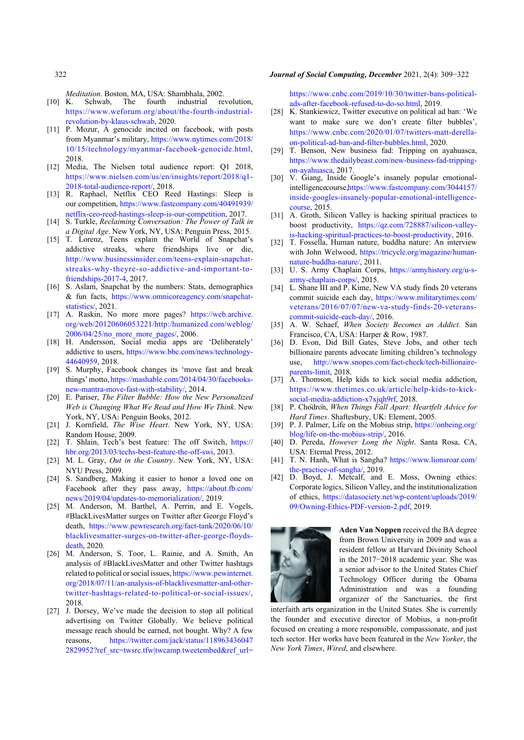*Meditation*. Boston, MA, USA: Shambhala, 2002.

[10] K. Schwab, The fourth industrial revolution, https://www.weforum.org/about/the-fourth-industrial-revolution-by-klaus-schwab, 2020.

[11] P. Mozur, A genocide incited on facebook, with posts from Myanmar's military, https://www.nytimes.com/2018/10/15/technology/myanmar-facebook-genocide.html, 2018.

[12] Media, The Nielsen total audience report: Q1 2018, https://www.nielsen.com/us/en/insights/report/2018/q1-2018-total-audience-report/, 2018.

[13] R. Raphael, Netflix CEO Reed Hastings: Sleep is our competition, https://www.fastcompany.com/40491939/netflix-ceo-reed-hastings-sleep-is-our-competition, 2017.

[14] S. Turkle, *Reclaiming Conversation: The Power of Talk in a Digital Age*. New York, NY, USA: Penguin Press, 2015.

[15] T. Lorenz, Teens explain the World of Snapchat's addictive streaks, where friendships live or die, http://www.businessinsider.com/teens-explain-snapchat-streaks-why-theyre-so-addictive-and-important-to-friendships-2017-4, 2017.

[16] S. Aslam, Snapchat by the numbers: Stats, demographics & fun facts, https://www.omnicoreagency.com/snapchat-statistics/, 2021.

[17] A. Raskin, No more more pages? https://web.archive.org/web/20120606053221/http:/humanized.com/weblog/2006/04/25/no_more_more_pages/, 2006.

[18] H. Andersson, Social media apps are 'Deliberately' addictive to users, https://www.bbc.com/news/technology-44640959, 2018.

[19] S. Murphy, Facebook changes its 'move fast and break things' motto, https://mashable.com/2014/04/30/facebooks-new-mantra-move-fast-with-stability/, 2014.

[20] E. Pariser, *The Filter Bubble: How the New Personalized Web is Changing What We Read and How We Think*. New York, NY, USA: Penguin Books, 2012.

[21] J. Kornfield, *The Wise Heart*. New York, NY, USA: Random House, 2009.

[22] T. Shlain, Tech's best feature: The off Switch, https://hbr.org/2013/03/techs-best-feature-the-off-swi, 2013.

[23] M. L. Gray, *Out in the Country*. New York, NY, USA: NYU Press, 2009.

[24] S. Sandberg, Making it easier to honor a loved one on Facebook after they pass away, https://about.fb.com/news/2019/04/updates-to-memorialization/, 2019.

[25] M. Anderson, M. Barthel, A. Perrin, and E. Vogels, #BlackLivesMatter surges on Twitter after George Floyd's death, https://www.pewresearch.org/fact-tank/2020/06/10/blacklivesmatter-surges-on-twitter-after-george-floyds-death, 2020.

[26] M. Anderson, S. Toor, L. Rainie, and A. Smith, An analysis of #BlackLivesMatter and other Twitter hashtags related to political or social issues, https://www.pewinternet.org/2018/07/11/an-analysis-of-blacklivesmatter-and-other-twitter-hashtags-related-to-political-or-social-issues/, 2018.

[27] J. Dorsey, We've made the decision to stop all political advertising on Twitter Globally. We believe political message reach should be earned, not bought. Why? A few reasons, https://twitter.com/jack/status/1189634360472829952?ref_src=twsrc.tfw|twcamp.tweetembed&ref_url=https://www.cnbc.com/2019/10/30/twitter-bans-political-ads-after-facebook-refused-to-do-so.html, 2019.

[28] K. Stankiewicz, Twitter executive on political ad ban: 'We want to make sure we don't create filter bubbles', https://www.cnbc.com/2020/01/07/twitters-matt-derella-on-political-ad-ban-and-filter-bubbles.html, 2020.

[29] T. Benson, New business fad: Tripping on ayahuasca, https://www.thedailybeast.com/new-business-fad-tripping-on-ayahuasca, 2017.

[30] V. Giang, Inside Google's insanely popular emotional-intelligencecourse,https://www.fastcompany.com/3044157/inside-googles-insanely-popular-emotional-intelligence-course, 2015.

[31] A. Groth, Silicon Valley is hacking spiritual practices to boost productivity, https://qz.com/728887/silicon-valley-is-hacking-spiritual-practices-to-boost-productivity, 2016.

[32] T. Fossella, Human nature, buddha nature: An interview with John Welwood, https://tricycle.org/magazine/human-nature-buddha-nature/, 2011.

[33] U. S. Army Chaplain Corps, https://armyhistory.org/u-s-army-chaplain-corps/, 2015.

[34] L. Shane III and P. Kime, New VA study finds 20 veterans commit suicide each day, https://www.militarytimes.com/veterans/2016/07/07/new-va-study-finds-20-veterans-commit-suicide-each-day/, 2016.

[35] A. W. Schaef, *When Society Becomes an Addict*. San Francisco, CA, USA: Harper & Row, 1987.

[36] D. Evon, Did Bill Gates, Steve Jobs, and other tech billionaire parents advocate limiting children's technology use, http://www.snopes.com/fact-check/tech-billionaire-parents-limit, 2018.

[37] A. Thomson, Help kids to kick social media addiction, https://www.thetimes.co.uk/article/help-kids-to-kick-social-media-addiction-x7xjqh9rf, 2018.

[38] P. Chödrön, *When Things Fall Apart: Heartfelt Advice for Hard Times*. Shaftesbury, UK: Element, 2005.

[39] P. J. Palmer, Life on the Mobius strip, https://onbeing.org/blog/life-on-the-mobius-strip/, 2016.

[40] D. Pereda, *However Long the Night*. Santa Rosa, CA, USA: Eternal Press, 2012.

[41] T. N. Hanh, What is Sangha? https://www.lionsroar.com/the-practice-of-sangha/, 2019.

[42] D. Boyd, J. Metcalf, and E. Moss, Owning ethics: Corporate logics, Silicon Valley, and the institutionalization of ethics, https://datasociety.net/wp-content/uploads/2019/09/Owning-Ethics-PDF-version-2.pdf, 2019.

**Aden Van Noppen** received the BA degree from Brown University in 2009 and was a resident fellow at Harvard Divinity School in the 2017−2018 academic year. She was a senior advisor to the United States Chief Technology Officer during the Obama Administration and was a founding organizer of the Sanctuaries, the first interfaith arts organization in the United States. She is currently the founder and executive director of Mobius, a non-profit focused on creating a more responsible, compassionate, and just tech sector. Her works have been featured in the *New Yorker*, the *New York Times*, *Wired*, and elsewhere.